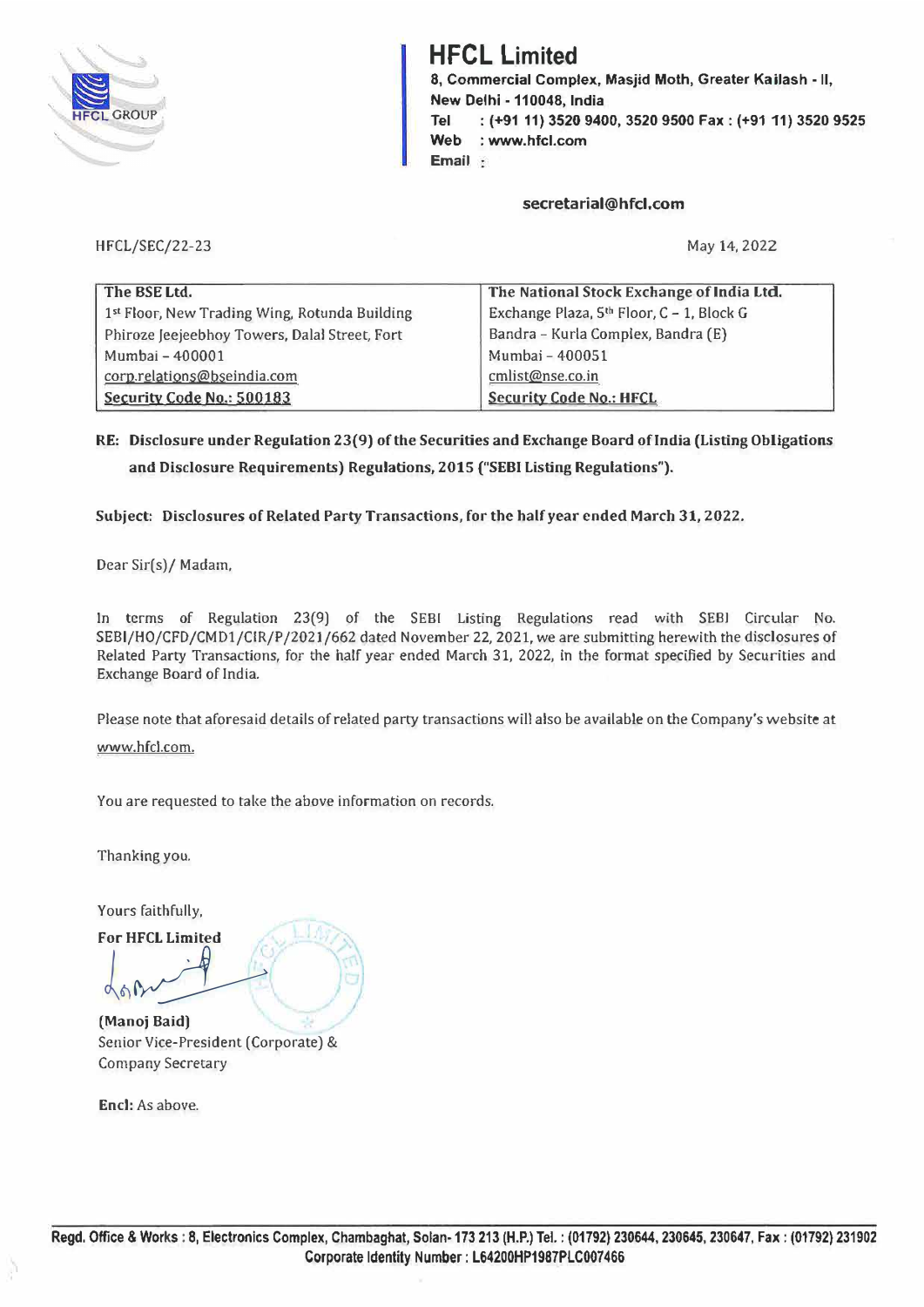# HFCL Limited

8, Commercial Complex, Masjid Moth, Greater Kailash - II,
New Delhi - 110048, India
Tel : (+91 11) 3520 9400, 3520 9500 Fax : (+91 11) 3520 9525
Web : www.hfcl.com
Email :

secretarial@hfcl.com

HFCL/SEC/22-23

May 14, 2022

| The BSE Ltd. | The National Stock Exchange of India Ltd. |
|---|---|
| 1st Floor, New Trading Wing, Rotunda Building | Exchange Plaza, 5th Floor, C – 1, Block G |
| Phiroze Jeejeebhoy Towers, Dalal Street, Fort | Bandra – Kurla Complex, Bandra (E) |
| Mumbai – 400001 | Mumbai – 400051 |
| corp.relations@bseindia.com | cmlist@nse.co.in |
| **Security Code No.: 500183** | **Security Code No.: HFCL** |

**RE: Disclosure under Regulation 23(9) of the Securities and Exchange Board of India (Listing Obligations and Disclosure Requirements) Regulations, 2015 ("SEBI Listing Regulations").**

**Subject: Disclosures of Related Party Transactions, for the half year ended March 31, 2022.**

Dear Sir(s)/ Madam,

In terms of Regulation 23(9) of the SEBI Listing Regulations read with SEBI Circular No. SEBI/HO/CFD/CMD1/CIR/P/2021/662 dated November 22, 2021, we are submitting herewith the disclosures of Related Party Transactions, for the half year ended March 31, 2022, in the format specified by Securities and Exchange Board of India.

Please note that aforesaid details of related party transactions will also be available on the Company's website at www.hfcl.com.

You are requested to take the above information on records.

Thanking you.

Yours faithfully,

**For HFCL Limited**

**(Manoj Baid)**
Senior Vice-President (Corporate) &
Company Secretary

**Encl:** As above.

Regd. Office & Works : 8, Electronics Complex, Chambaghat, Solan- 173 213 (H.P.) Tel. : (01792) 230644, 230645, 230647, Fax : (01792) 231902
Corporate Identity Number : L64200HP1987PLC007466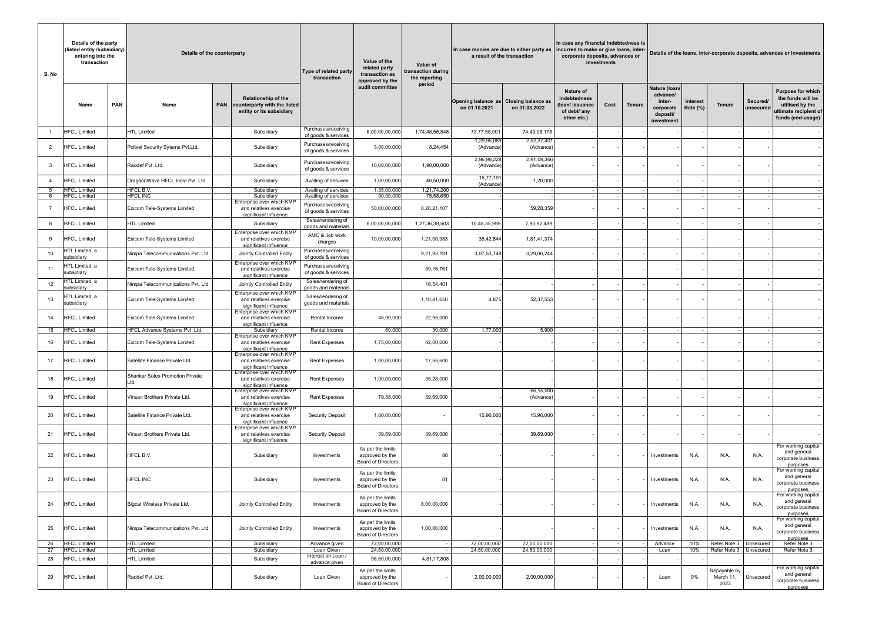| S. No | Details of the party (listed entity /subsidiary) entering into the transaction | | Details of the counterparty | | | Type of related party transaction | Value of the related party transaction as approved by the audit committee | Value of transaction during the reporting period | In case monies are due to either party as a result of the transaction | | In case any financial indebtedness is incurred to make or give loans, inter-corporate deposits, advances or investments | | | Details of the loans, inter-corporate deposits, advances or investments | | | | |
|---|---|---|---|---|---|---|---|---|---|---|---|---|---|---|---|---|---|---|
| | Name | PAN | Name | PAN | Relationship of the counterparty with the listed entity or its subsidiary | | | | Opening balance as on 01.10.2021 | Closing balance as on 31.03.2022 | Nature of indebtedness (loan/ issuance of debt/ any other etc.) | Cost | Tenure | Nature (loan/ advance/ inter-corporate deposit/ investment | Interest Rate (%) | Tenure | Secured/ unsecured | Purpose for which the funds will be utilised by the ultimate recipient of funds (end-usage) |
| 1 | HFCL Limited | | HTL Limited | | Subsidiary | Purchases/receiving of goods & services | 6,00,00,00,000 | 1,74,48,56,848 | 73,77,58,001 | 74,49,08,178 | - | - | - | - | - | - | - | - |
| 2 | HFCL Limited | | Polixel Security Sytems Pvt.Ltd. | | Subsidiary | Purchases/receiving of goods & services | 3,00,00,000 | 8,24,454 | 1,29,95,089 (Advance) | 2,52,37,401 (Advance) | - | - | - | - | - | - | - | - |
| 3 | HFCL Limited | | Raddef Pvt. Ltd. | | Subsidiary | Purchases/receiving of goods & services | 10,00,00,000 | 1,90,00,000 | 2,96,99,228 (Advance) | 2,91,09,366 (Advance) | - | - | - | - | - | - | - | - |
| 4 | HFCL Limited | | DragaonWave HFCL India Pvt. Ltd. | | Subsidiary | Availing of services | 1,00,00,000 | 40,50,000 | 16,77,191 (Advance) | 1,20,000 | - | - | - | - | - | - | - | - |
| 5 | HFCL Limited | | HFCL B.V. | | Subsidiary | Availing of services | 1,35,00,000 | 1,21,74,200 | - | - | - | - | - | - | - | - | - | - |
| 6 | HFCL Limited | | HFCL INC | | Subsidiary | Availing of services | 90,00,000 | 75,58,650 | - | - | - | - | - | - | - | - | - | - |
| 7 | HFCL Limited | | Exicom Tele-Systems Limited | | Enterprise over which KMP and relatives exercise significant influence | Purchases/receiving of goods & services | 50,00,00,000 | 8,26,21,107 | - | 59,28,359 | - | - | - | - | - | - | - | - |
| 8 | HFCL Limited | | HTL Limited | | Subsidiary | Sales/rendering of goods and materials | 6,00,00,00,000 | 1,27,36,39,503 | 10,48,35,999 | 7,90,92,489 | - | - | - | - | - | - | - | - |
| 9 | HFCL Limited | | Exicom Tele-Systems Limited | | Enterprise over which KMP and relatives exercise significant influence | AMC & Job work charges | 10,00,00,000 | 1,21,00,983 | 35,42,844 | 1,81,41,374 | - | - | - | - | - | - | - | - |
| 10 | HTL Limited, a subsidiary | | Nimpa Telecommunications Pvt. Ltd. | | Jointly Controlled Entity | Purchases/receiving of goods & services | | 9,21,93,191 | 3,07,53,748 | 3,29,06,244 | - | - | - | - | - | - | - | - |
| 11 | HTL Limited, a subsidiary | | Exicom Tele-Systems Limited | | Enterprise over which KMP and relatives exercise significant influence | Purchases/receiving of goods & services | | 39,16,761 | - | - | - | - | - | - | - | - | - | - |
| 12 | HTL Limited, a subsidiary | | Nimpa Telecommunications Pvt. Ltd. | | Jointly Controlled Entity | Sales/rendering of goods and materials | | 16,54,401 | - | - | - | - | - | - | - | - | - | - |
| 13 | HTL Limited, a subsidiary | | Exicom Tele-Systems Limited | | Enterprise over which KMP and relatives exercise significant influence | Sales/rendering of goods and materials | | 1,10,81,650 | 4,875 | 52,37,553 | - | - | - | - | - | - | - | - |
| 14 | HFCL Limited | | Exicom Tele-Systems Limited | | Enterprise over which KMP and relatives exercise significant influence | Rental Income | 45,90,000 | 22,95,000 | - | - | - | - | - | - | - | - | - | - |
| 15 | HFCL Limited | | HFCL Advance Systems Pvt. Ltd. | | Subsidiary | Rental Income | 60,000 | 30,000 | 1,77,000 | 5,900 | - | - | - | - | - | - | - | - |
| 16 | HFCL Limited | | Exicom Tele-Systems Limited | | Enterprise over which KMP and relatives exercise significant influence | Rent Expenses | 1,75,00,000 | 42,00,000 | - | - | - | - | - | - | - | - | - | - |
| 17 | HFCL Limited | | Satellite Finance Private Ltd. | | Enterprise over which KMP and relatives exercise significant influence | Rent Expenses | 1,00,00,000 | 17,55,600 | - | - | - | - | - | - | - | - | - | - |
| 18 | HFCL Limited | | Shankar Sales Promotion Private Ltd. | | Enterprise over which KMP and relatives exercise significant influence | Rent Expenses | 1,00,00,000 | 35,28,000 | - | - | - | - | - | - | - | - | - | - |
| 19 | HFCL Limited | | Vinsan Brothers Private Ltd. | | Enterprise over which KMP and relatives exercise significant influence | Rent Expenses | 79,38,000 | 39,69,000 | - | 66,15,000 (Advance) | - | - | - | - | - | - | - | - |
| 20 | HFCL Limited | | Satellite Finance Private Ltd. | | Enterprise over which KMP and relatives exercise significant influence | Security Deposit | 1,00,00,000 | - | 15,96,000 | 15,96,000 | - | - | - | - | - | - | - | - |
| 21 | HFCL Limited | | Vinsan Brothers Private Ltd. | | Enterprise over which KMP and relatives exercise significant influence | Security Deposit | 39,69,000 | 39,69,000 | - | 39,69,000 | - | - | - | - | - | - | - | - |
| 22 | HFCL Limited | | HFCL B.V. | | Subsidiary | Investments | As per the limits approved by the Board of Directors | 80 | - | - | - | - | - | Investments | N.A. | N.A. | N.A. | For working capital and general corporate business purposes |
| 23 | HFCL Limited | | HFCL INC | | Subsidiary | Investments | As per the limits approved by the Board of Directors | 81 | - | - | - | - | - | Investments | N.A. | N.A. | N.A. | For working capital and general corporate business purposes |
| 24 | HFCL Limited | | Bigcat Wireless Private Ltd. | | Jointly Controlled Entity | Investments | As per the limits approved by the Board of Directors | 8,00,00,000 | - | - | - | - | - | Investments | N.A. | N.A. | N.A. | For working capital and general corporate business purposes |
| 25 | HFCL Limited | | Nimpa Telecommunications Pvt. Ltd. | | Jointly Controlled Entity | Investments | As per the limits approved by the Board of Directors | 1,00,00,000 | - | - | - | - | - | Investments | N.A. | N.A. | N.A. | For working capital and general corporate business purposes |
| 26 | HFCL Limited | | HTL Limited | | Subsidiary | Advance given | 72,00,00,000 | - | 72,00,00,000 | 72,00,00,000 | - | - | - | Advance | 10% | Refer Note 3 | Unsecured | Refer Note 3 |
| 27 | HFCL Limited | | HTL Limited | | Subsidiary | Loan Given | 24,50,00,000 | - | 24,50,00,000 | 24,50,00,000 | - | - | - | Loan | 10% | Refer Note 3 | Unsecured | Refer Note 3 |
| 28 | HFCL Limited | | HTL Limited | | Subsidiary | Interest on Loan / advance given | 96,50,00,000 | 4,81,17,808 | - | - | - | - | - | - | - | - | - | - |
| 29 | HFCL Limited | | Raddef Pvt. Ltd. | | Subsidiary | Loan Given | As per the limits approved by the Board of Directors | - | 2,00,00,000 | 2,00,00,000 | - | - | - | Loan | 9% | Repayable by March 11, 2023 | Unsecured | For working capital and general corporate business purposes |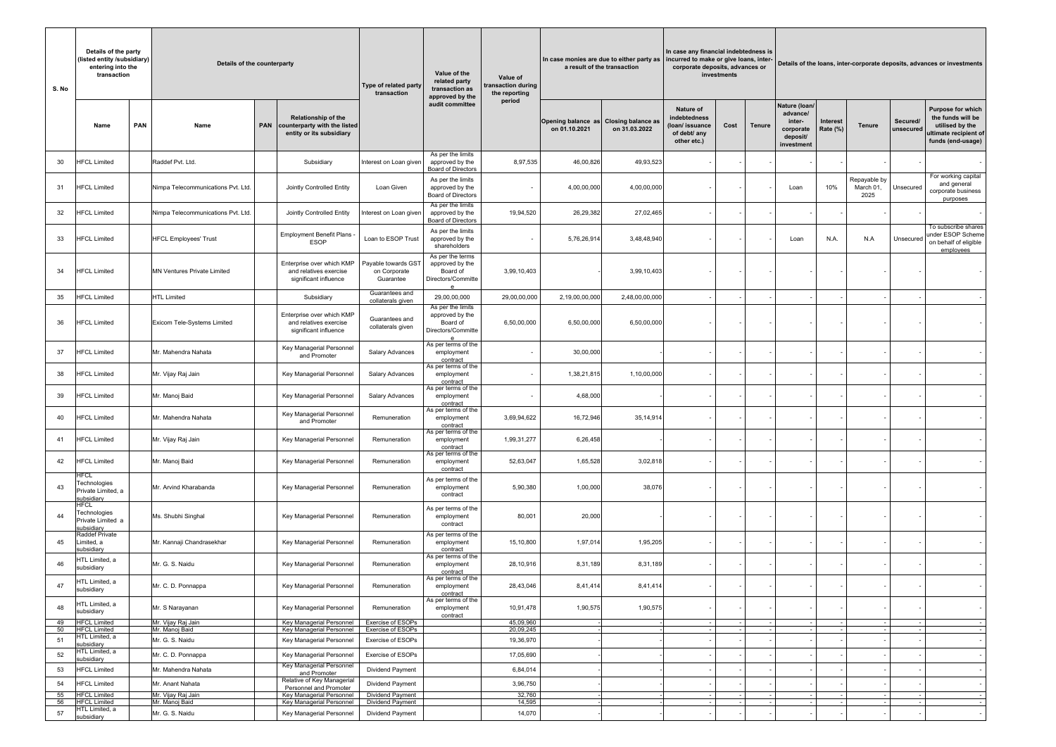| S. No | Details of the party (listed entity /subsidiary) entering into the transaction | | Details of the counterparty | | | Type of related party transaction | Value of the related party transaction as approved by the audit committee | Value of transaction during the reporting period | In case monies are due to either party as a result of the transaction | | In case any financial indebtedness is incurred to make or give loans, inter-corporate deposits, advances or investments | | | Details of the loans, inter-corporate deposits, advances or investments | | | | |
|---|---|---|---|---|---|---|---|---|---|---|---|---|---|---|---|---|---|---|
| | Name | PAN | Name | PAN | Relationship of the counterparty with the listed entity or its subsidiary | | | | Opening balance as on 01.10.2021 | Closing balance as on 31.03.2022 | Nature of indebtedness (loan/ issuance of debt/ any other etc.) | Cost | Tenure | Nature (loan/ advance/ inter-corporate deposit/ investment | Interest Rate (%) | Tenure | Secured/ unsecured | Purpose for which the funds will be utilised by the ultimate recipient of funds (end-usage) |
| 30 | HFCL Limited | | Raddef Pvt. Ltd. | | Subsidiary | Interest on Loan given | As per the limits approved by the Board of Directors | 8,97,535 | 46,00,826 | 49,93,523 | - | - | - | - | - | - | - | - |
| 31 | HFCL Limited | | Nimpa Telecommunications Pvt. Ltd. | | Jointly Controlled Entity | Loan Given | As per the limits approved by the Board of Directors | - | 4,00,00,000 | 4,00,00,000 | - | - | - | Loan | 10% | Repayable by March 01, 2025 | Unsecured | For working capital and general corporate business purposes |
| 32 | HFCL Limited | | Nimpa Telecommunications Pvt. Ltd. | | Jointly Controlled Entity | Interest on Loan given | As per the limits approved by the Board of Directors | 19,94,520 | 26,29,382 | 27,02,465 | - | - | - | - | - | - | - | - |
| 33 | HFCL Limited | | HFCL Employees' Trust | | Employment Benefit Plans - ESOP | Loan to ESOP Trust | As per the limits approved by the shareholders | - | 5,76,26,914 | 3,48,48,940 | - | - | - | Loan | N.A. | N.A | Unsecured | To subscribe shares under ESOP Scheme on behalf of eligible employees |
| 34 | HFCL Limited | | MN Ventures Private Limited | | Enterprise over which KMP and relatives exercise significant influence | Payable towards GST on Corporate Guarantee | As per the terms approved by the Board of Directors/Committee | 3,99,10,403 | | 3,99,10,403 | - | - | - | - | - | - | - | - |
| 35 | HFCL Limited | | HTL Limited | | Subsidiary | Guarantees and collaterals given | 29,00,00,000 | 29,00,00,000 | 2,19,00,00,000 | 2,48,00,00,000 | - | - | - | - | - | - | - | - |
| 36 | HFCL Limited | | Exicom Tele-Systems Limited | | Enterprise over which KMP and relatives exercise significant influence | Guarantees and collaterals given | As per the limits approved by the Board of Directors/Committee | 6,50,00,000 | 6,50,00,000 | 6,50,00,000 | - | - | - | - | - | - | - | - |
| 37 | HFCL Limited | | Mr. Mahendra Nahata | | Key Managerial Personnel and Promoter | Salary Advances | As per terms of the employment contract | - | 30,00,000 | | - | - | - | - | - | - | - | - |
| 38 | HFCL Limited | | Mr. Vijay Raj Jain | | Key Managerial Personnel | Salary Advances | As per terms of the employment contract | - | 1,38,21,815 | 1,10,00,000 | - | - | - | - | - | - | - | - |
| 39 | HFCL Limited | | Mr. Manoj Baid | | Key Managerial Personnel | Salary Advances | As per terms of the employment contract | - | 4,68,000 | | - | - | - | - | - | - | - | - |
| 40 | HFCL Limited | | Mr. Mahendra Nahata | | Key Managerial Personnel and Promoter | Remuneration | As per terms of the employment contract | 3,69,94,622 | 16,72,946 | 35,14,914 | - | - | - | - | - | - | - | - |
| 41 | HFCL Limited | | Mr. Vijay Raj Jain | | Key Managerial Personnel | Remuneration | As per terms of the employment contract | 1,99,31,277 | 6,26,458 | | - | - | - | - | - | - | - | - |
| 42 | HFCL Limited | | Mr. Manoj Baid | | Key Managerial Personnel | Remuneration | As per terms of the employment contract | 52,63,047 | 1,65,528 | 3,02,818 | - | - | - | - | - | - | - | - |
| 43 | HFCL Technologies Private Limited, a subsidiary | | Mr. Arvind Kharabanda | | Key Managerial Personnel | Remuneration | As per terms of the employment contract | 5,90,380 | 1,00,000 | 38,076 | - | - | - | - | - | - | - | - |
| 44 | HFCL Technologies Private Limited a subsidiary | | Ms. Shubhi Singhal | | Key Managerial Personnel | Remuneration | As per terms of the employment contract | 80,001 | 20,000 | | - | - | - | - | - | - | - | - |
| 45 | Raddef Private Limited, a subsidiary | | Mr. Kannaji Chandrasekhar | | Key Managerial Personnel | Remuneration | As per terms of the employment contract | 15,10,800 | 1,97,014 | 1,95,205 | - | - | - | - | - | - | - | - |
| 46 | HTL Limited, a subsidiary | | Mr. G. S. Naidu | | Key Managerial Personnel | Remuneration | As per terms of the employment contract | 28,10,916 | 8,31,189 | 8,31,189 | - | - | - | - | - | - | - | - |
| 47 | HTL Limited, a subsidiary | | Mr. C. D. Ponnappa | | Key Managerial Personnel | Remuneration | As per terms of the employment contract | 28,43,046 | 8,41,414 | 8,41,414 | - | - | - | - | - | - | - | - |
| 48 | HTL Limited, a subsidiary | | Mr. S Narayanan | | Key Managerial Personnel | Remuneration | As per terms of the employment contract | 10,91,478 | 1,90,575 | 1,90,575 | - | - | - | - | - | - | - | - |
| 49 | HFCL Limited | | Mr. Vijay Raj Jain | | Key Managerial Personnel | Exercise of ESOPs | | 45,09,960 | - | - | - | - | - | - | - | - | - | - |
| 50 | HFCL Limited | | Mr. Manoj Baid | | Key Managerial Personnel | Exercise of ESOPs | | 20,09,245 | - | - | - | - | - | - | - | - | - | - |
| 51 | HTL Limited, a subsidiary | | Mr. G. S. Naidu | | Key Managerial Personnel | Exercise of ESOPs | | 19,36,970 | - | - | - | - | - | - | - | - | - | - |
| 52 | HTL Limited, a subsidiary | | Mr. C. D. Ponnappa | | Key Managerial Personnel | Exercise of ESOPs | | 17,05,690 | - | - | - | - | - | - | - | - | - | - |
| 53 | HFCL Limited | | Mr. Mahendra Nahata | | Key Managerial Personnel and Promoter | Dividend Payment | | 6,84,014 | - | - | - | - | - | - | - | - | - | - |
| 54 | HFCL Limited | | Mr. Anant Nahata | | Relative of Key Managerial Personnel and Promoter | Dividend Payment | | 3,96,750 | - | - | - | - | - | - | - | - | - | - |
| 55 | HFCL Limited | | Mr. Vijay Raj Jain | | Key Managerial Personnel | Dividend Payment | | 32,760 | - | - | - | - | - | - | - | - | - | - |
| 56 | HFCL Limited | | Mr. Manoj Baid | | Key Managerial Personnel | Dividend Payment | | 14,595 | - | - | - | - | - | - | - | - | - | - |
| 57 | HTL Limited, a subsidiary | | Mr. G. S. Naidu | | Key Managerial Personnel | Dividend Payment | | 14,070 | - | - | - | - | - | - | - | - | - | - |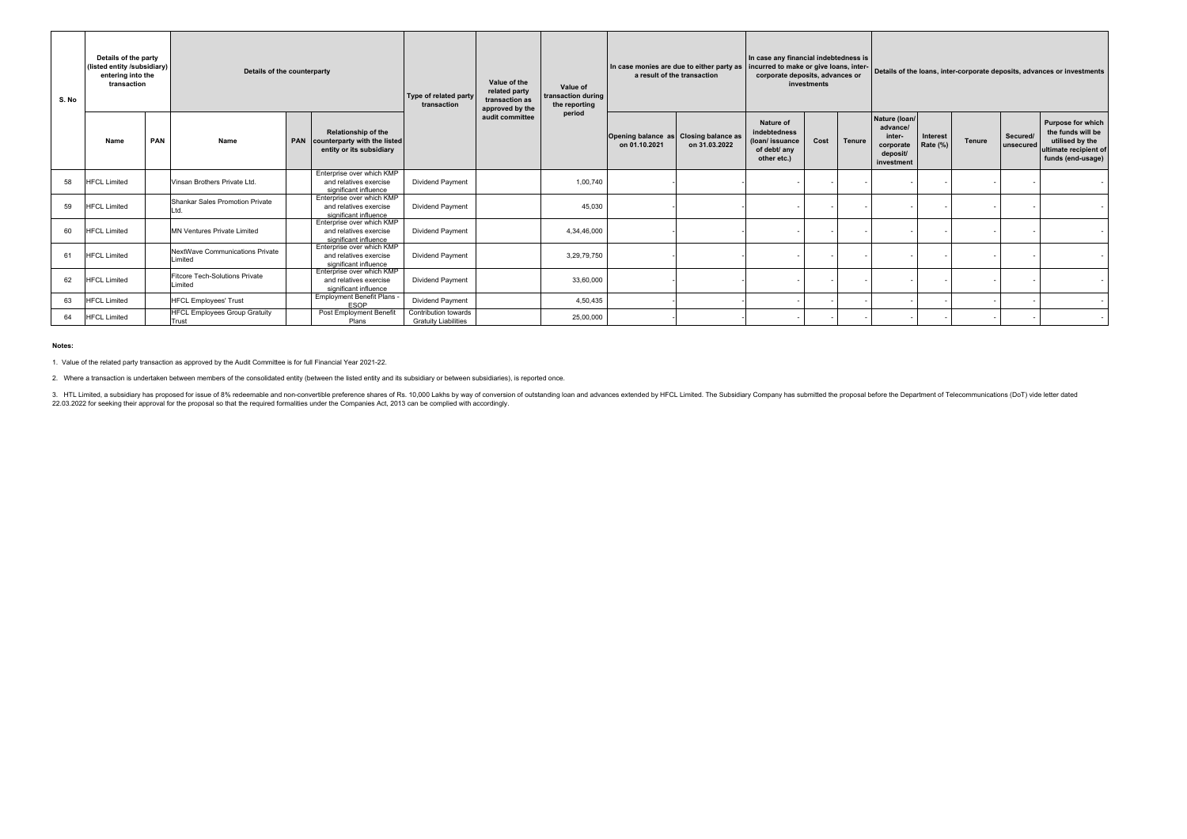| S. No | Details of the party (listed entity /subsidiary) entering into the transaction | | Details of the counterparty | | | Type of related party transaction | Value of the related party transaction as approved by the audit committee | Value of transaction during the reporting period | In case monies are due to either party as a result of the transaction | | In case any financial indebtedness is incurred to make or give loans, inter-corporate deposits, advances or investments | | | Details of the loans, inter-corporate deposits, advances or investments | | | | |
|---|---|---|---|---|---|---|---|---|---|---|---|---|---|---|---|---|---|---|
| | Name | PAN | Name | PAN | Relationship of the counterparty with the listed entity or its subsidiary | | | | Opening balance as on 01.10.2021 | Closing balance as on 31.03.2022 | Nature of indebtedness (loan/ issuance of debt/ any other etc.) | Cost | Tenure | Nature (loan/ advance/ inter-corporate deposit/ investment | Interest Rate (%) | Tenure | Secured/ unsecured | Purpose for which the funds will be utilised by the ultimate recipient of funds (end-usage) |
| 58 | HFCL Limited | | Vinsan Brothers Private Ltd. | | Enterprise over which KMP and relatives exercise significant influence | Dividend Payment | | 1,00,740 | - | - | - | - | - | - | - | - | - | - |
| 59 | HFCL Limited | | Shankar Sales Promotion Private Ltd. | | Enterprise over which KMP and relatives exercise significant influence | Dividend Payment | | 45,030 | - | - | - | - | - | - | - | - | - | - |
| 60 | HFCL Limited | | MN Ventures Private Limited | | Enterprise over which KMP and relatives exercise significant influence | Dividend Payment | | 4,34,46,000 | - | - | - | - | - | - | - | - | - | - |
| 61 | HFCL Limited | | NextWave Communications Private Limited | | Enterprise over which KMP and relatives exercise significant influence | Dividend Payment | | 3,29,79,750 | - | - | - | - | - | - | - | - | - | - |
| 62 | HFCL Limited | | Fitcore Tech-Solutions Private Limited | | Enterprise over which KMP and relatives exercise significant influence | Dividend Payment | | 33,60,000 | - | - | - | - | - | - | - | - | - | - |
| 63 | HFCL Limited | | HFCL Employees' Trust | | Employment Benefit Plans - ESOP | Dividend Payment | | 4,50,435 | - | - | - | - | - | - | - | - | - | - |
| 64 | HFCL Limited | | HFCL Employees Group Gratuity Trust | | Post Employment Benefit Plans | Contribution towards Gratuity Liabilities | | 25,00,000 | - | - | - | - | - | - | - | - | - | - |

**Notes:**

1. Value of the related party transaction as approved by the Audit Committee is for full Financial Year 2021-22.

2. Where a transaction is undertaken between members of the consolidated entity (between the listed entity and its subsidiary or between subsidiaries), is reported once.

3. HTL Limited, a subsidiary has proposed for issue of 8% redeemable and non-convertible preference shares of Rs. 10,000 Lakhs by way of conversion of outstanding loan and advances extended by HFCL Limited. The Subsidiary Company has submitted the proposal before the Department of Telecommunications (DoT) vide letter dated 22.03.2022 for seeking their approval for the proposal so that the required formalities under the Companies Act, 2013 can be complied with accordingly.